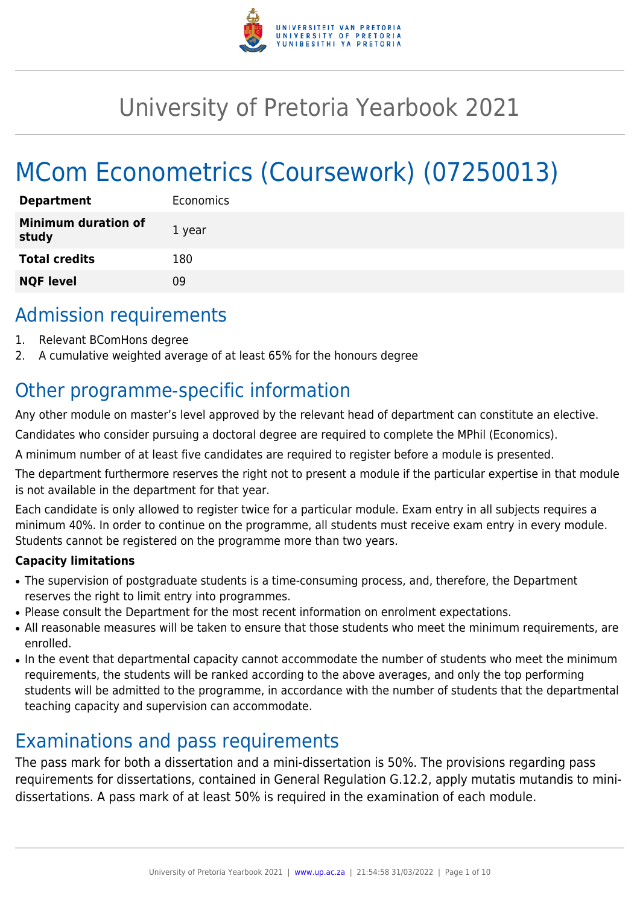# University of Pretoria Yearbook 2021

# MCom Econometrics (Coursework) (07250013)

| | |
|---|---|
| **Department** | Economics |
| **Minimum duration of study** | 1 year |
| **Total credits** | 180 |
| **NQF level** | 09 |

## Admission requirements

1. Relevant BComHons degree
2. A cumulative weighted average of at least 65% for the honours degree

## Other programme-specific information

Any other module on master's level approved by the relevant head of department can constitute an elective.

Candidates who consider pursuing a doctoral degree are required to complete the MPhil (Economics).

A minimum number of at least five candidates are required to register before a module is presented.

The department furthermore reserves the right not to present a module if the particular expertise in that module is not available in the department for that year.

Each candidate is only allowed to register twice for a particular module. Exam entry in all subjects requires a minimum 40%. In order to continue on the programme, all students must receive exam entry in every module. Students cannot be registered on the programme more than two years.

**Capacity limitations**

- The supervision of postgraduate students is a time-consuming process, and, therefore, the Department reserves the right to limit entry into programmes.
- Please consult the Department for the most recent information on enrolment expectations.
- All reasonable measures will be taken to ensure that those students who meet the minimum requirements, are enrolled.
- In the event that departmental capacity cannot accommodate the number of students who meet the minimum requirements, the students will be ranked according to the above averages, and only the top performing students will be admitted to the programme, in accordance with the number of students that the departmental teaching capacity and supervision can accommodate.

## Examinations and pass requirements

The pass mark for both a dissertation and a mini-dissertation is 50%. The provisions regarding pass requirements for dissertations, contained in General Regulation G.12.2, apply mutatis mutandis to mini-dissertations. A pass mark of at least 50% is required in the examination of each module.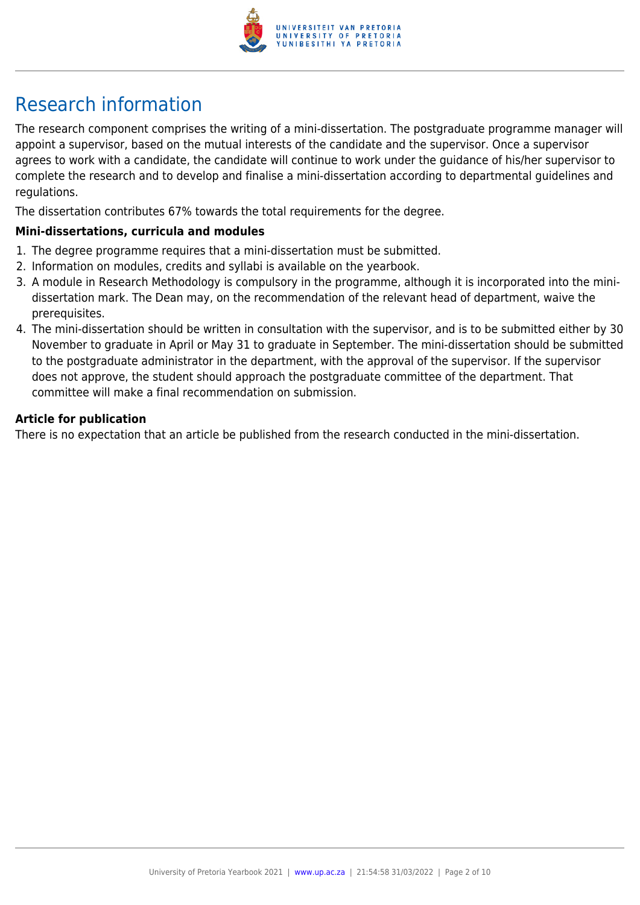# Research information

The research component comprises the writing of a mini-dissertation. The postgraduate programme manager will appoint a supervisor, based on the mutual interests of the candidate and the supervisor. Once a supervisor agrees to work with a candidate, the candidate will continue to work under the guidance of his/her supervisor to complete the research and to develop and finalise a mini-dissertation according to departmental guidelines and regulations.

The dissertation contributes 67% towards the total requirements for the degree.

### Mini-dissertations, curricula and modules

1. The degree programme requires that a mini-dissertation must be submitted.
2. Information on modules, credits and syllabi is available on the yearbook.
3. A module in Research Methodology is compulsory in the programme, although it is incorporated into the mini-dissertation mark. The Dean may, on the recommendation of the relevant head of department, waive the prerequisites.
4. The mini-dissertation should be written in consultation with the supervisor, and is to be submitted either by 30 November to graduate in April or May 31 to graduate in September. The mini-dissertation should be submitted to the postgraduate administrator in the department, with the approval of the supervisor. If the supervisor does not approve, the student should approach the postgraduate committee of the department. That committee will make a final recommendation on submission.

### Article for publication

There is no expectation that an article be published from the research conducted in the mini-dissertation.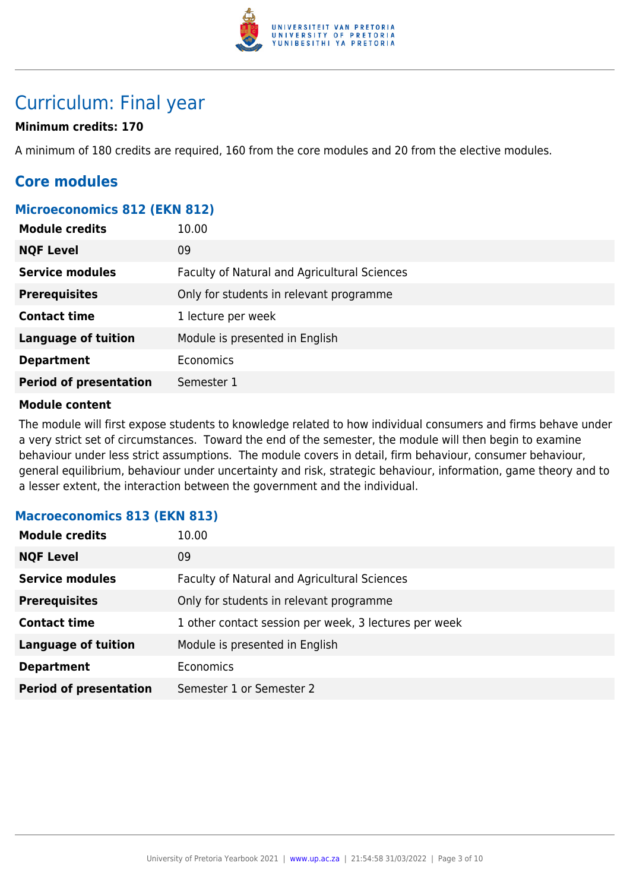# Curriculum: Final year

**Minimum credits: 170**

A minimum of 180 credits are required, 160 from the core modules and 20 from the elective modules.

## Core modules

### Microeconomics 812 (EKN 812)

| | |
|---|---|
| **Module credits** | 10.00 |
| **NQF Level** | 09 |
| **Service modules** | Faculty of Natural and Agricultural Sciences |
| **Prerequisites** | Only for students in relevant programme |
| **Contact time** | 1 lecture per week |
| **Language of tuition** | Module is presented in English |
| **Department** | Economics |
| **Period of presentation** | Semester 1 |

**Module content**

The module will first expose students to knowledge related to how individual consumers and firms behave under a very strict set of circumstances. Toward the end of the semester, the module will then begin to examine behaviour under less strict assumptions. The module covers in detail, firm behaviour, consumer behaviour, general equilibrium, behaviour under uncertainty and risk, strategic behaviour, information, game theory and to a lesser extent, the interaction between the government and the individual.

### Macroeconomics 813 (EKN 813)

| | |
|---|---|
| **Module credits** | 10.00 |
| **NQF Level** | 09 |
| **Service modules** | Faculty of Natural and Agricultural Sciences |
| **Prerequisites** | Only for students in relevant programme |
| **Contact time** | 1 other contact session per week, 3 lectures per week |
| **Language of tuition** | Module is presented in English |
| **Department** | Economics |
| **Period of presentation** | Semester 1 or Semester 2 |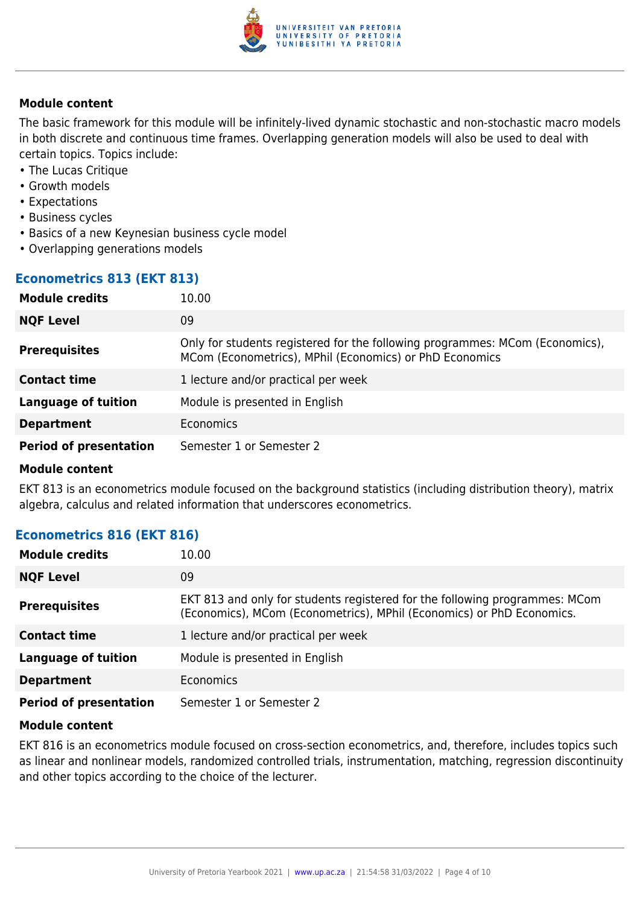**Module content**

The basic framework for this module will be infinitely-lived dynamic stochastic and non-stochastic macro models in both discrete and continuous time frames. Overlapping generation models will also be used to deal with certain topics. Topics include:

- The Lucas Critique
- Growth models
- Expectations
- Business cycles
- Basics of a new Keynesian business cycle model
- Overlapping generations models

## Econometrics 813 (EKT 813)

| | |
|---|---|
| **Module credits** | 10.00 |
| **NQF Level** | 09 |
| **Prerequisites** | Only for students registered for the following programmes: MCom (Economics), MCom (Econometrics), MPhil (Economics) or PhD Economics |
| **Contact time** | 1 lecture and/or practical per week |
| **Language of tuition** | Module is presented in English |
| **Department** | Economics |
| **Period of presentation** | Semester 1 or Semester 2 |

**Module content**

EKT 813 is an econometrics module focused on the background statistics (including distribution theory), matrix algebra, calculus and related information that underscores econometrics.

## Econometrics 816 (EKT 816)

| | |
|---|---|
| **Module credits** | 10.00 |
| **NQF Level** | 09 |
| **Prerequisites** | EKT 813 and only for students registered for the following programmes: MCom (Economics), MCom (Econometrics), MPhil (Economics) or PhD Economics. |
| **Contact time** | 1 lecture and/or practical per week |
| **Language of tuition** | Module is presented in English |
| **Department** | Economics |
| **Period of presentation** | Semester 1 or Semester 2 |

**Module content**

EKT 816 is an econometrics module focused on cross-section econometrics, and, therefore, includes topics such as linear and nonlinear models, randomized controlled trials, instrumentation, matching, regression discontinuity and other topics according to the choice of the lecturer.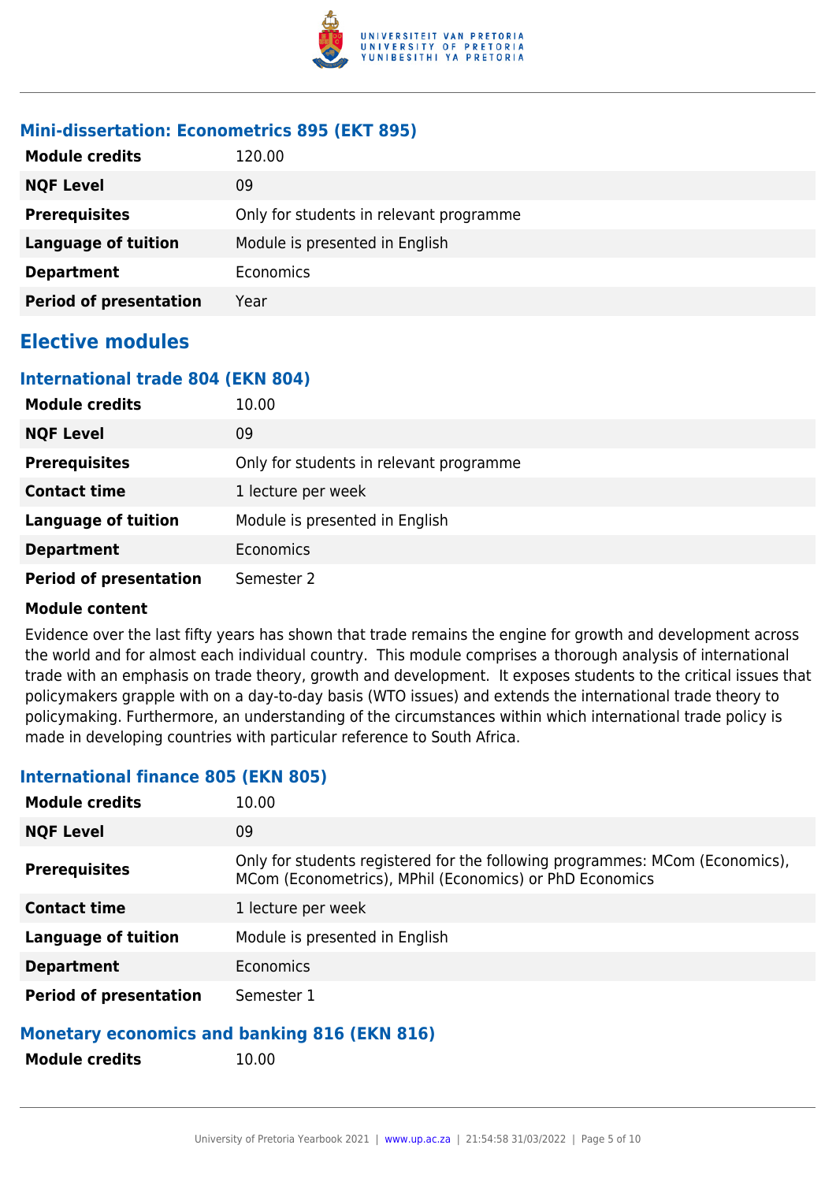### Mini-dissertation: Econometrics 895 (EKT 895)

| | |
|---|---|
| **Module credits** | 120.00 |
| **NQF Level** | 09 |
| **Prerequisites** | Only for students in relevant programme |
| **Language of tuition** | Module is presented in English |
| **Department** | Economics |
| **Period of presentation** | Year |

## Elective modules

### International trade 804 (EKN 804)

| | |
|---|---|
| **Module credits** | 10.00 |
| **NQF Level** | 09 |
| **Prerequisites** | Only for students in relevant programme |
| **Contact time** | 1 lecture per week |
| **Language of tuition** | Module is presented in English |
| **Department** | Economics |
| **Period of presentation** | Semester 2 |

**Module content**

Evidence over the last fifty years has shown that trade remains the engine for growth and development across the world and for almost each individual country. This module comprises a thorough analysis of international trade with an emphasis on trade theory, growth and development. It exposes students to the critical issues that policymakers grapple with on a day-to-day basis (WTO issues) and extends the international trade theory to policymaking. Furthermore, an understanding of the circumstances within which international trade policy is made in developing countries with particular reference to South Africa.

### International finance 805 (EKN 805)

| | |
|---|---|
| **Module credits** | 10.00 |
| **NQF Level** | 09 |
| **Prerequisites** | Only for students registered for the following programmes: MCom (Economics), MCom (Econometrics), MPhil (Economics) or PhD Economics |
| **Contact time** | 1 lecture per week |
| **Language of tuition** | Module is presented in English |
| **Department** | Economics |
| **Period of presentation** | Semester 1 |

### Monetary economics and banking 816 (EKN 816)

| | |
|---|---|
| **Module credits** | 10.00 |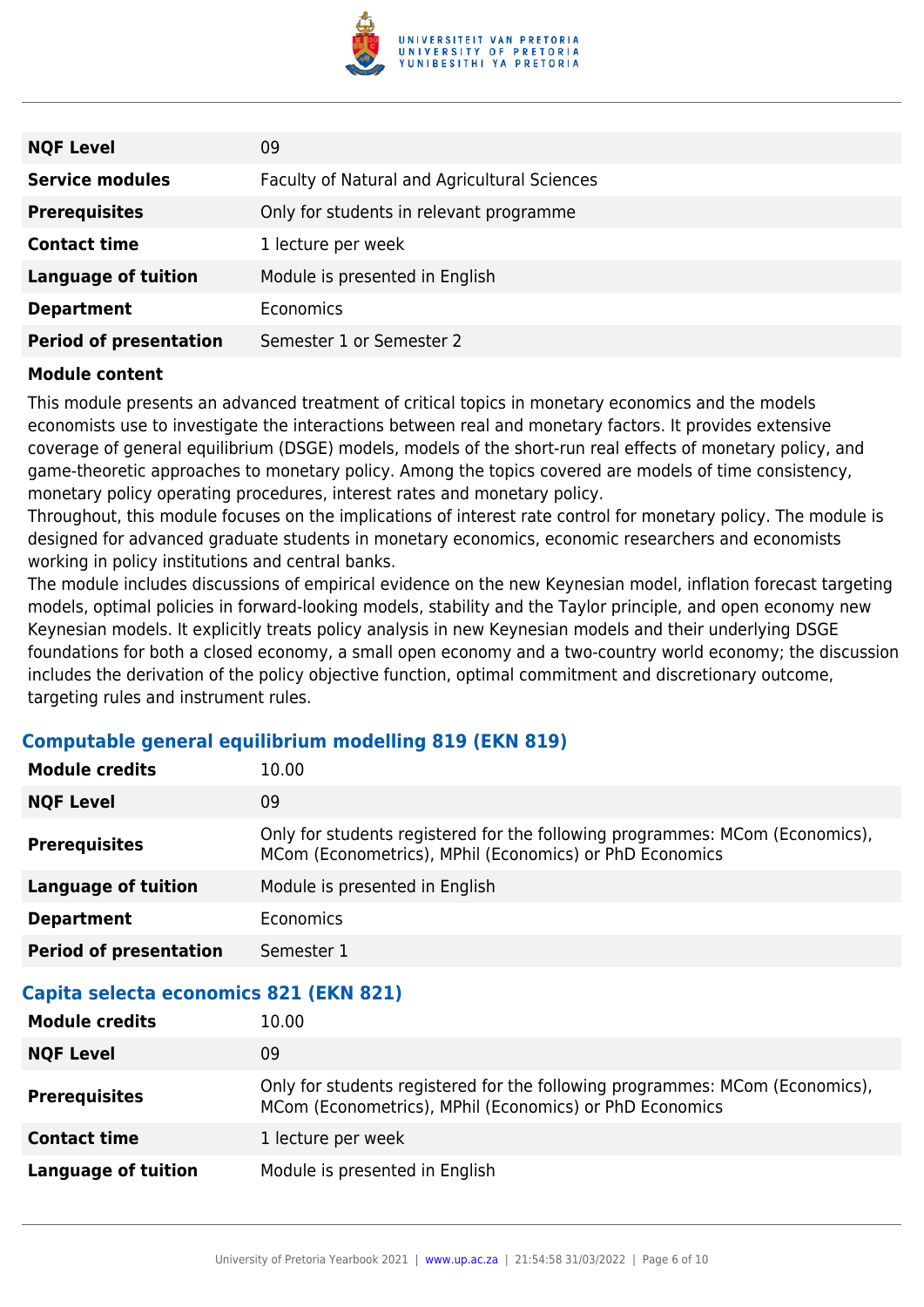| | |
|---|---|
| **NQF Level** | 09 |
| **Service modules** | Faculty of Natural and Agricultural Sciences |
| **Prerequisites** | Only for students in relevant programme |
| **Contact time** | 1 lecture per week |
| **Language of tuition** | Module is presented in English |
| **Department** | Economics |
| **Period of presentation** | Semester 1 or Semester 2 |

**Module content**

This module presents an advanced treatment of critical topics in monetary economics and the models economists use to investigate the interactions between real and monetary factors. It provides extensive coverage of general equilibrium (DSGE) models, models of the short-run real effects of monetary policy, and game-theoretic approaches to monetary policy. Among the topics covered are models of time consistency, monetary policy operating procedures, interest rates and monetary policy.
Throughout, this module focuses on the implications of interest rate control for monetary policy. The module is designed for advanced graduate students in monetary economics, economic researchers and economists working in policy institutions and central banks.
The module includes discussions of empirical evidence on the new Keynesian model, inflation forecast targeting models, optimal policies in forward-looking models, stability and the Taylor principle, and open economy new Keynesian models. It explicitly treats policy analysis in new Keynesian models and their underlying DSGE foundations for both a closed economy, a small open economy and a two-country world economy; the discussion includes the derivation of the policy objective function, optimal commitment and discretionary outcome, targeting rules and instrument rules.

### Computable general equilibrium modelling 819 (EKN 819)

| | |
|---|---|
| **Module credits** | 10.00 |
| **NQF Level** | 09 |
| **Prerequisites** | Only for students registered for the following programmes: MCom (Economics), MCom (Econometrics), MPhil (Economics) or PhD Economics |
| **Language of tuition** | Module is presented in English |
| **Department** | Economics |
| **Period of presentation** | Semester 1 |

### Capita selecta economics 821 (EKN 821)

| | |
|---|---|
| **Module credits** | 10.00 |
| **NQF Level** | 09 |
| **Prerequisites** | Only for students registered for the following programmes: MCom (Economics), MCom (Econometrics), MPhil (Economics) or PhD Economics |
| **Contact time** | 1 lecture per week |
| **Language of tuition** | Module is presented in English |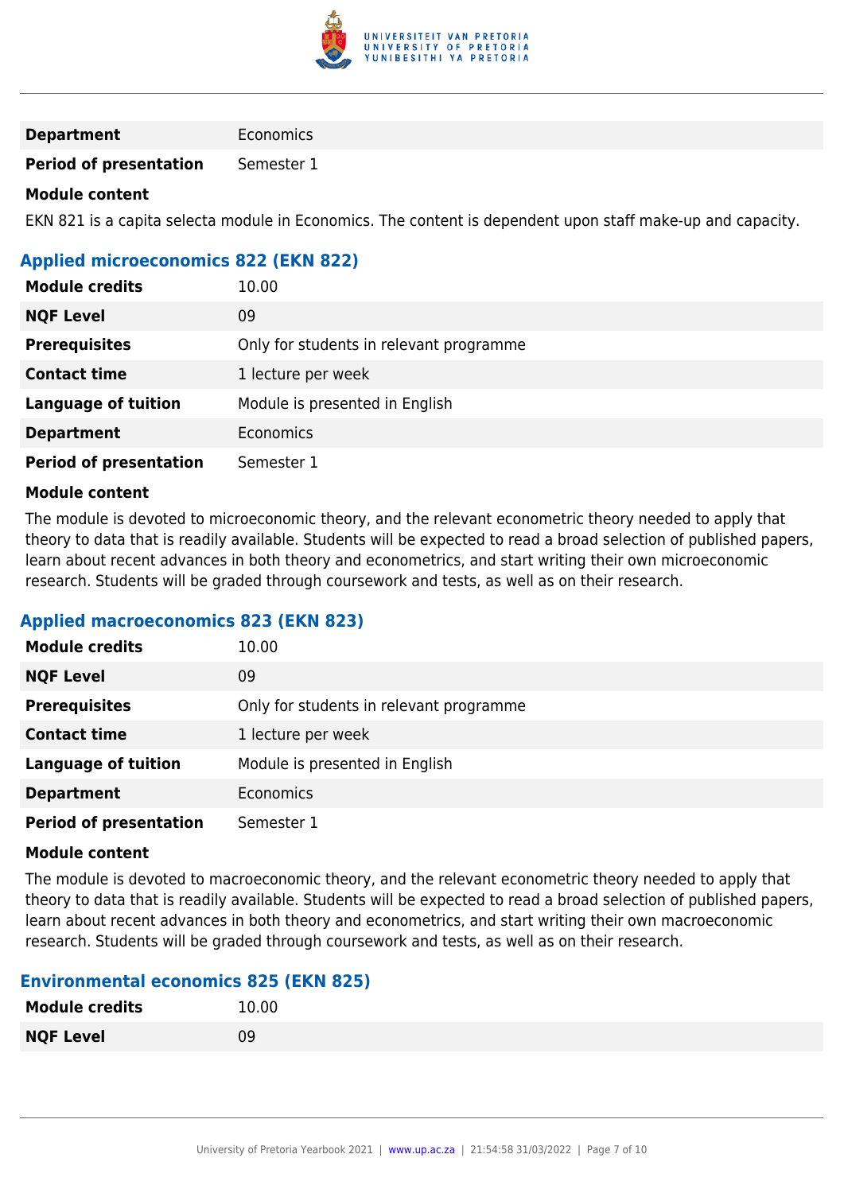| | |
|---|---|
| **Department** | Economics |
| **Period of presentation** | Semester 1 |

**Module content**

EKN 821 is a capita selecta module in Economics. The content is dependent upon staff make-up and capacity.

### Applied microeconomics 822 (EKN 822)

| | |
|---|---|
| **Module credits** | 10.00 |
| **NQF Level** | 09 |
| **Prerequisites** | Only for students in relevant programme |
| **Contact time** | 1 lecture per week |
| **Language of tuition** | Module is presented in English |
| **Department** | Economics |
| **Period of presentation** | Semester 1 |

**Module content**

The module is devoted to microeconomic theory, and the relevant econometric theory needed to apply that theory to data that is readily available. Students will be expected to read a broad selection of published papers, learn about recent advances in both theory and econometrics, and start writing their own microeconomic research. Students will be graded through coursework and tests, as well as on their research.

### Applied macroeconomics 823 (EKN 823)

| | |
|---|---|
| **Module credits** | 10.00 |
| **NQF Level** | 09 |
| **Prerequisites** | Only for students in relevant programme |
| **Contact time** | 1 lecture per week |
| **Language of tuition** | Module is presented in English |
| **Department** | Economics |
| **Period of presentation** | Semester 1 |

**Module content**

The module is devoted to macroeconomic theory, and the relevant econometric theory needed to apply that theory to data that is readily available. Students will be expected to read a broad selection of published papers, learn about recent advances in both theory and econometrics, and start writing their own macroeconomic research. Students will be graded through coursework and tests, as well as on their research.

### Environmental economics 825 (EKN 825)

| | |
|---|---|
| **Module credits** | 10.00 |
| **NQF Level** | 09 |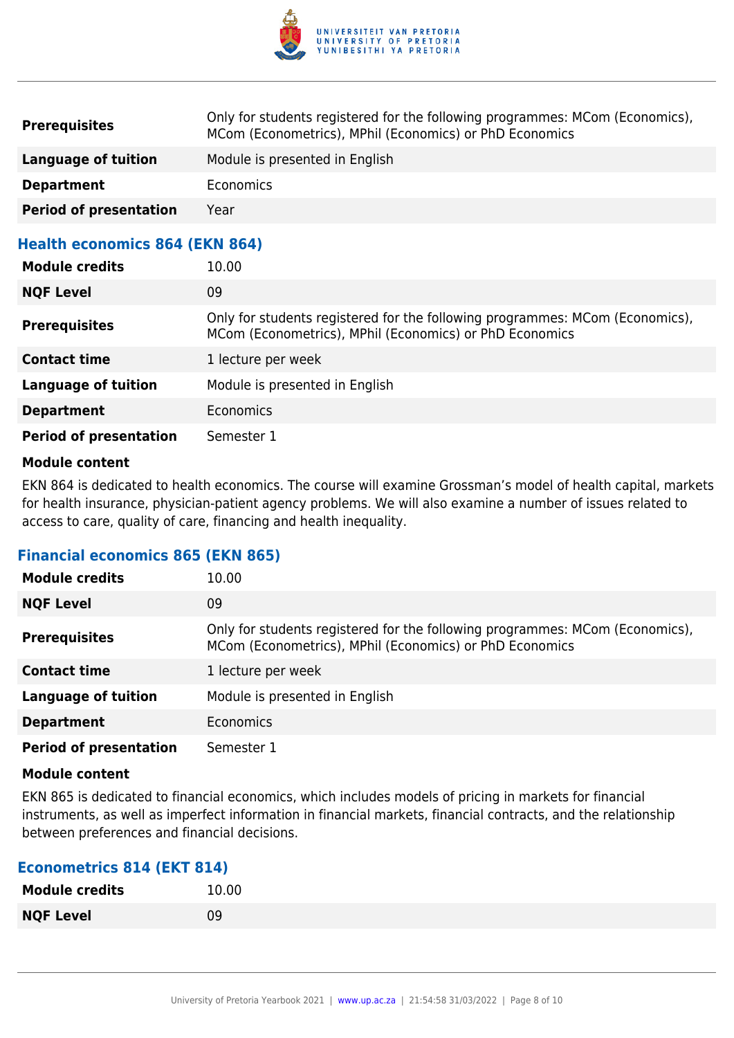| | |
|---|---|
| **Prerequisites** | Only for students registered for the following programmes: MCom (Economics), MCom (Econometrics), MPhil (Economics) or PhD Economics |
| **Language of tuition** | Module is presented in English |
| **Department** | Economics |
| **Period of presentation** | Year |

### Health economics 864 (EKN 864)

| | |
|---|---|
| **Module credits** | 10.00 |
| **NQF Level** | 09 |
| **Prerequisites** | Only for students registered for the following programmes: MCom (Economics), MCom (Econometrics), MPhil (Economics) or PhD Economics |
| **Contact time** | 1 lecture per week |
| **Language of tuition** | Module is presented in English |
| **Department** | Economics |
| **Period of presentation** | Semester 1 |

**Module content**

EKN 864 is dedicated to health economics. The course will examine Grossman's model of health capital, markets for health insurance, physician-patient agency problems. We will also examine a number of issues related to access to care, quality of care, financing and health inequality.

### Financial economics 865 (EKN 865)

| | |
|---|---|
| **Module credits** | 10.00 |
| **NQF Level** | 09 |
| **Prerequisites** | Only for students registered for the following programmes: MCom (Economics), MCom (Econometrics), MPhil (Economics) or PhD Economics |
| **Contact time** | 1 lecture per week |
| **Language of tuition** | Module is presented in English |
| **Department** | Economics |
| **Period of presentation** | Semester 1 |

**Module content**

EKN 865 is dedicated to financial economics, which includes models of pricing in markets for financial instruments, as well as imperfect information in financial markets, financial contracts, and the relationship between preferences and financial decisions.

### Econometrics 814 (EKT 814)

| | |
|---|---|
| **Module credits** | 10.00 |
| **NQF Level** | 09 |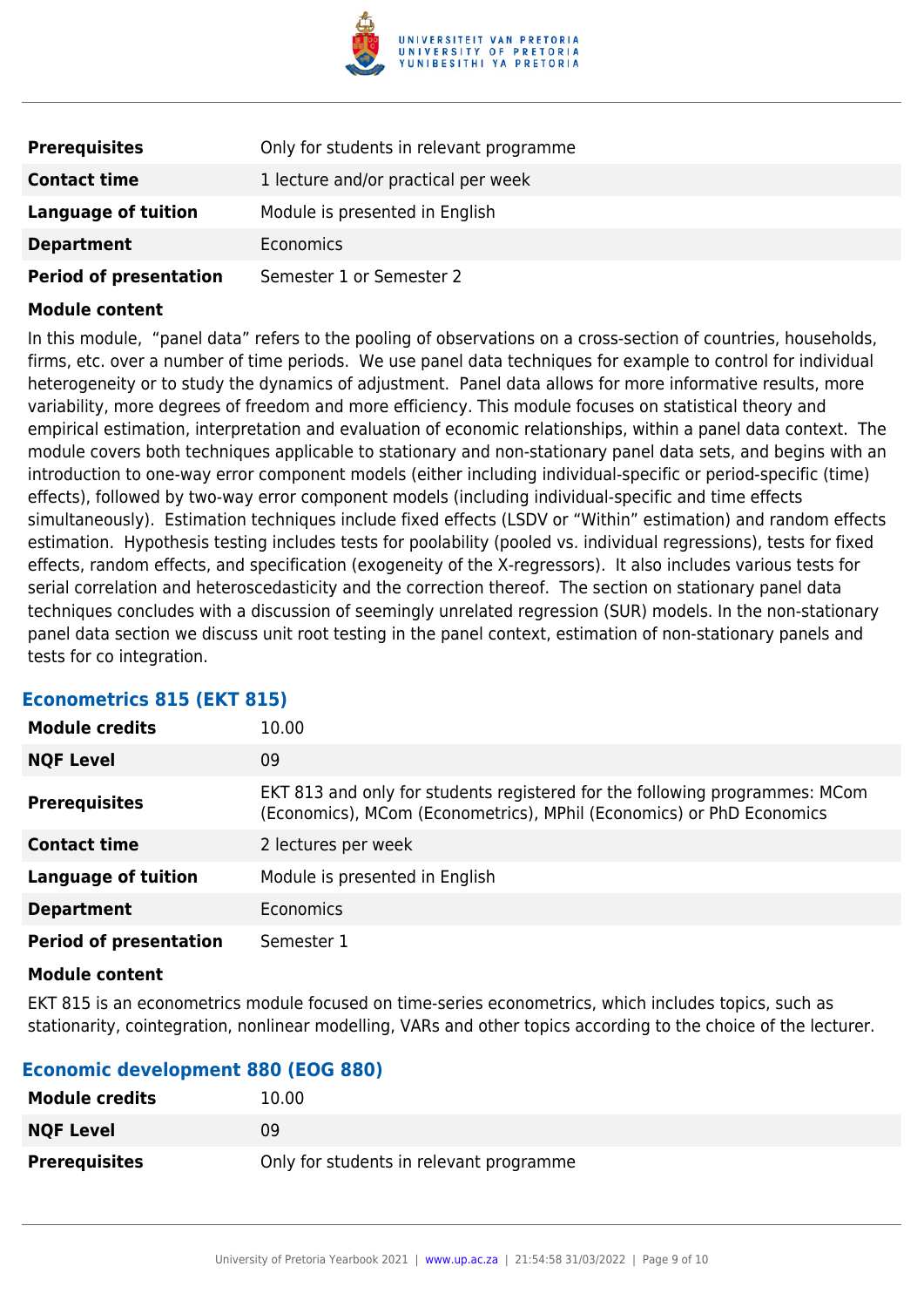| | |
|---|---|
| **Prerequisites** | Only for students in relevant programme |
| **Contact time** | 1 lecture and/or practical per week |
| **Language of tuition** | Module is presented in English |
| **Department** | Economics |
| **Period of presentation** | Semester 1 or Semester 2 |

**Module content**

In this module, "panel data" refers to the pooling of observations on a cross-section of countries, households, firms, etc. over a number of time periods. We use panel data techniques for example to control for individual heterogeneity or to study the dynamics of adjustment. Panel data allows for more informative results, more variability, more degrees of freedom and more efficiency. This module focuses on statistical theory and empirical estimation, interpretation and evaluation of economic relationships, within a panel data context. The module covers both techniques applicable to stationary and non-stationary panel data sets, and begins with an introduction to one-way error component models (either including individual-specific or period-specific (time) effects), followed by two-way error component models (including individual-specific and time effects simultaneously). Estimation techniques include fixed effects (LSDV or "Within" estimation) and random effects estimation. Hypothesis testing includes tests for poolability (pooled vs. individual regressions), tests for fixed effects, random effects, and specification (exogeneity of the X-regressors). It also includes various tests for serial correlation and heteroscedasticity and the correction thereof. The section on stationary panel data techniques concludes with a discussion of seemingly unrelated regression (SUR) models. In the non-stationary panel data section we discuss unit root testing in the panel context, estimation of non-stationary panels and tests for co integration.

### Econometrics 815 (EKT 815)

| | |
|---|---|
| **Module credits** | 10.00 |
| **NQF Level** | 09 |
| **Prerequisites** | EKT 813 and only for students registered for the following programmes: MCom (Economics), MCom (Econometrics), MPhil (Economics) or PhD Economics |
| **Contact time** | 2 lectures per week |
| **Language of tuition** | Module is presented in English |
| **Department** | Economics |
| **Period of presentation** | Semester 1 |

**Module content**

EKT 815 is an econometrics module focused on time-series econometrics, which includes topics, such as stationarity, cointegration, nonlinear modelling, VARs and other topics according to the choice of the lecturer.

### Economic development 880 (EOG 880)

| | |
|---|---|
| **Module credits** | 10.00 |
| **NQF Level** | 09 |
| **Prerequisites** | Only for students in relevant programme |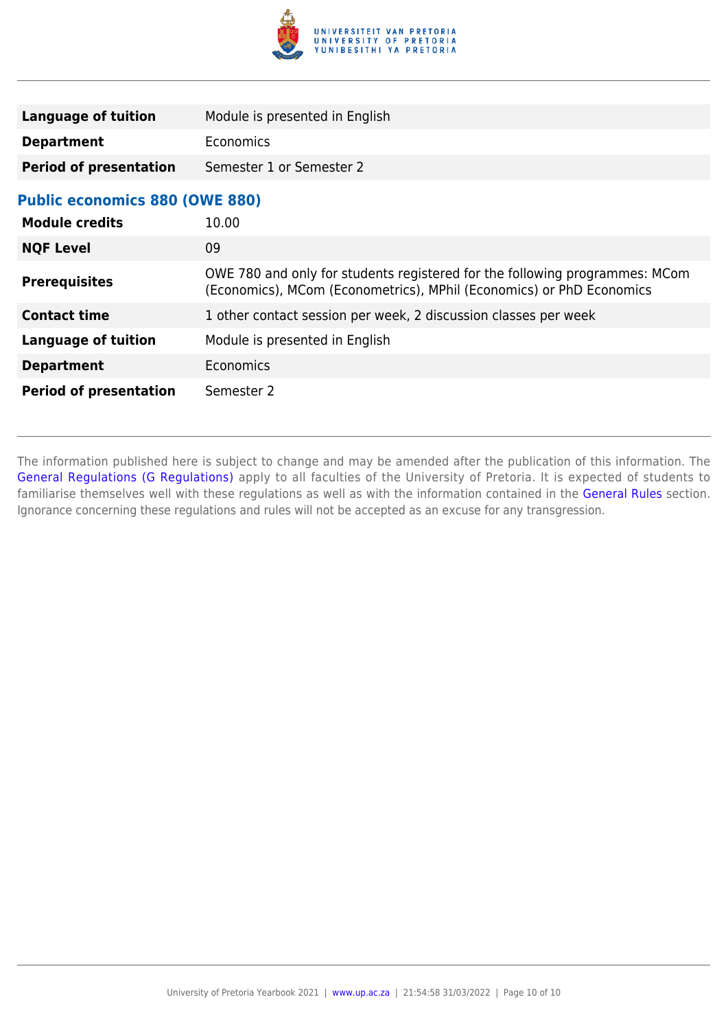| | |
|---|---|
| **Language of tuition** | Module is presented in English |
| **Department** | Economics |
| **Period of presentation** | Semester 1 or Semester 2 |

### Public economics 880 (OWE 880)

| | |
|---|---|
| **Module credits** | 10.00 |
| **NQF Level** | 09 |
| **Prerequisites** | OWE 780 and only for students registered for the following programmes: MCom (Economics), MCom (Econometrics), MPhil (Economics) or PhD Economics |
| **Contact time** | 1 other contact session per week, 2 discussion classes per week |
| **Language of tuition** | Module is presented in English |
| **Department** | Economics |
| **Period of presentation** | Semester 2 |

---

The information published here is subject to change and may be amended after the publication of this information. The General Regulations (G Regulations) apply to all faculties of the University of Pretoria. It is expected of students to familiarise themselves well with these regulations as well as with the information contained in the General Rules section. Ignorance concerning these regulations and rules will not be accepted as an excuse for any transgression.